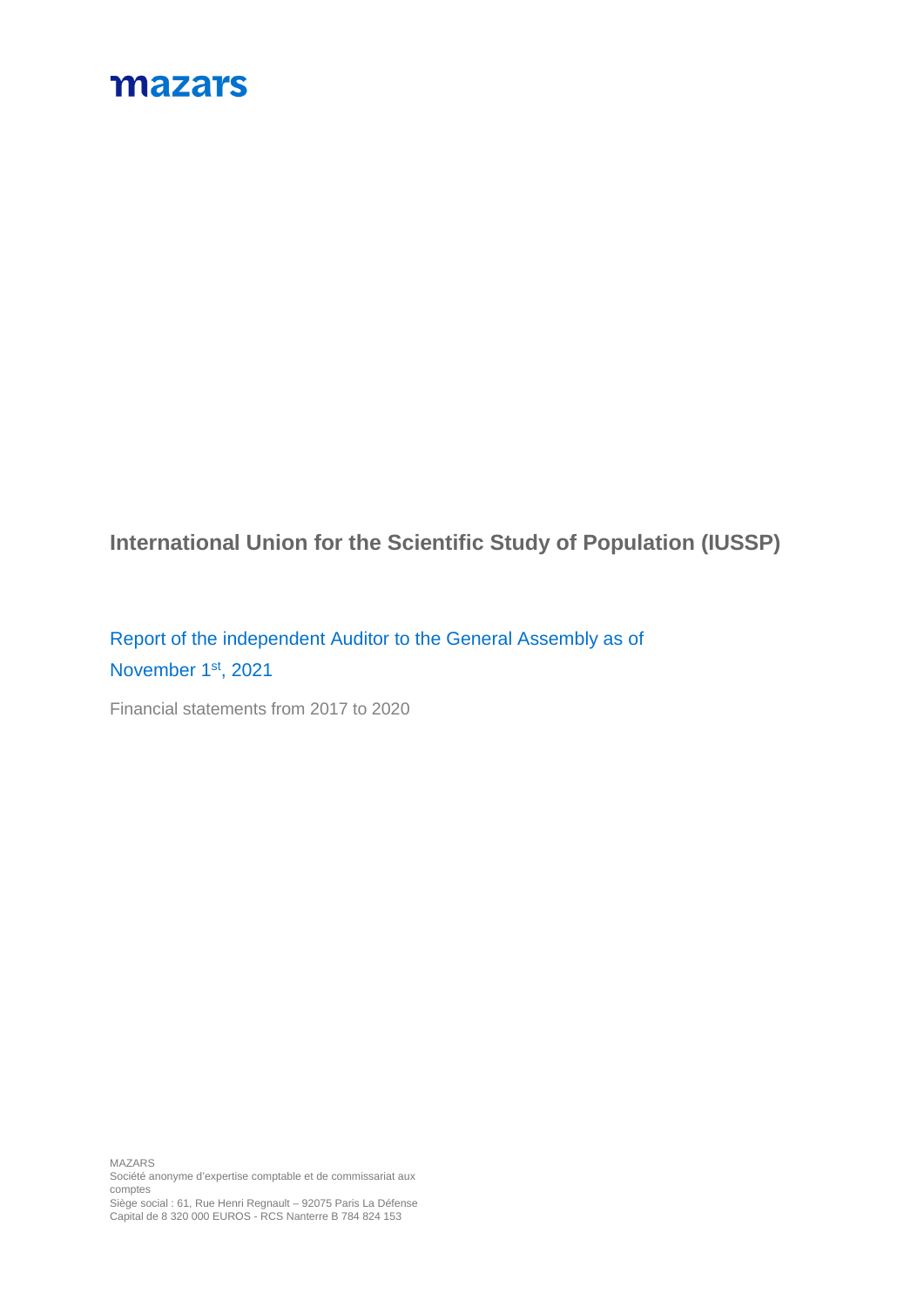mazars

# International Union for the Scientific Study of Population (IUSSP)

## Report of the independent Auditor to the General Assembly as of November 1st, 2021

Financial statements from 2017 to 2020

MAZARS
Société anonyme d'expertise comptable et de commissariat aux comptes
Siège social : 61, Rue Henri Regnault – 92075 Paris La Défense
Capital de 8 320 000 EUROS - RCS Nanterre B 784 824 153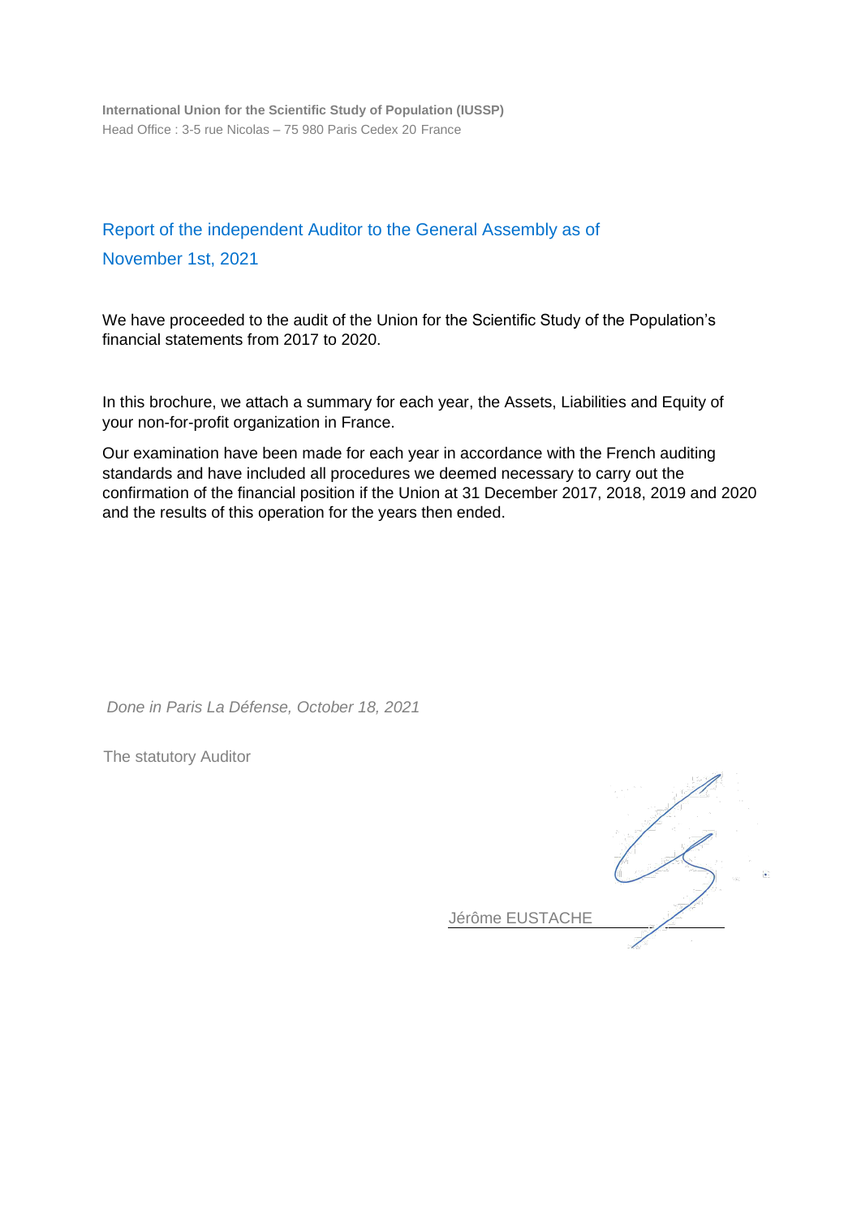**International Union for the Scientific Study of Population (IUSSP)**
Head Office : 3-5 rue Nicolas – 75 980 Paris Cedex 20 France

## Report of the independent Auditor to the General Assembly as of November 1st, 2021

We have proceeded to the audit of the Union for the Scientific Study of the Population's financial statements from 2017 to 2020.

In this brochure, we attach a summary for each year, the Assets, Liabilities and Equity of your non-for-profit organization in France.

Our examination have been made for each year in accordance with the French auditing standards and have included all procedures we deemed necessary to carry out the confirmation of the financial position if the Union at 31 December 2017, 2018, 2019 and 2020 and the results of this operation for the years then ended.

*Done in Paris La Défense, October 18, 2021*

The statutory Auditor

Jérôme EUSTACHE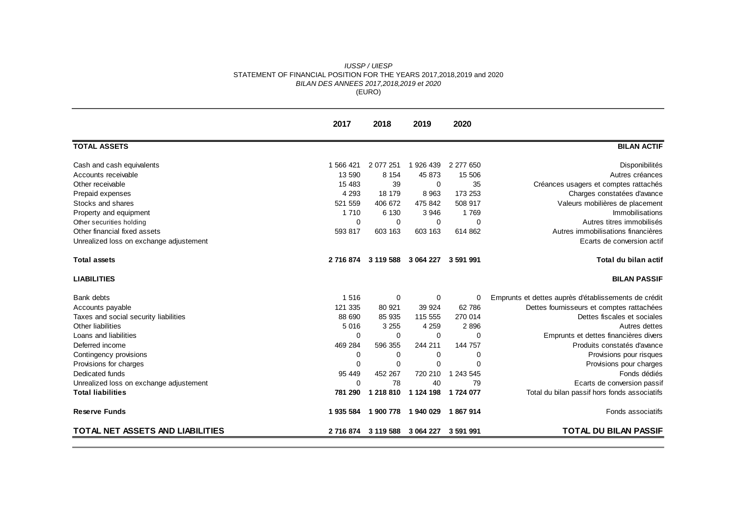*IUSSP / UIESP*

STATEMENT OF FINANCIAL POSITION FOR THE YEARS 2017,2018,2019 and 2020

*BILAN DES ANNEES 2017,2018,2019 et 2020*

(EURO)

| | 2017 | 2018 | 2019 | 2020 | |
|---|---|---|---|---|---|
| **TOTAL ASSETS** | | | | | **BILAN ACTIF** |
| Cash and cash equivalents | 1 566 421 | 2 077 251 | 1 926 439 | 2 277 650 | Disponibilités |
| Accounts receivable | 13 590 | 8 154 | 45 873 | 15 506 | Autres créances |
| Other receivable | 15 483 | 39 | 0 | 35 | Créances usagers et comptes rattachés |
| Prepaid expenses | 4 293 | 18 179 | 8 963 | 173 253 | Charges constatées d'avance |
| Stocks and shares | 521 559 | 406 672 | 475 842 | 508 917 | Valeurs mobilières de placement |
| Property and equipment | 1 710 | 6 130 | 3 946 | 1 769 | Immobilisations |
| Other securities holding | 0 | 0 | 0 | 0 | Autres titres immobilisés |
| Other financial fixed assets | 593 817 | 603 163 | 603 163 | 614 862 | Autres immobilisations financières |
| Unrealized loss on exchange adjustement | | | | | Ecarts de conversion actif |
| **Total assets** | **2 716 874** | **3 119 588** | **3 064 227** | **3 591 991** | **Total du bilan actif** |
| **LIABILITIES** | | | | | **BILAN PASSIF** |
| Bank debts | 1 516 | 0 | 0 | 0 | Emprunts et dettes auprès d'établissements de crédit |
| Accounts payable | 121 335 | 80 921 | 39 924 | 62 786 | Dettes fournisseurs et comptes rattachées |
| Taxes and social security liabilities | 88 690 | 85 935 | 115 555 | 270 014 | Dettes fiscales et sociales |
| Other liabilities | 5 016 | 3 255 | 4 259 | 2 896 | Autres dettes |
| Loans and liabilities | 0 | 0 | 0 | 0 | Emprunts et dettes financières divers |
| Deferred income | 469 284 | 596 355 | 244 211 | 144 757 | Produits constatés d'avance |
| Contingency provisions | 0 | 0 | 0 | 0 | Provisions pour risques |
| Provisions for charges | 0 | 0 | 0 | 0 | Provisions pour charges |
| Dedicated funds | 95 449 | 452 267 | 720 210 | 1 243 545 | Fonds dédiés |
| Unrealized loss on exchange adjustement | 0 | 78 | 40 | 79 | Ecarts de conversion passif |
| **Total liabilities** | **781 290** | **1 218 810** | **1 124 198** | **1 724 077** | Total du bilan passif hors fonds associatifs |
| **Reserve Funds** | **1 935 584** | **1 900 778** | **1 940 029** | **1 867 914** | Fonds associatifs |
| **TOTAL NET ASSETS AND LIABILITIES** | **2 716 874** | **3 119 588** | **3 064 227** | **3 591 991** | **TOTAL DU BILAN PASSIF** |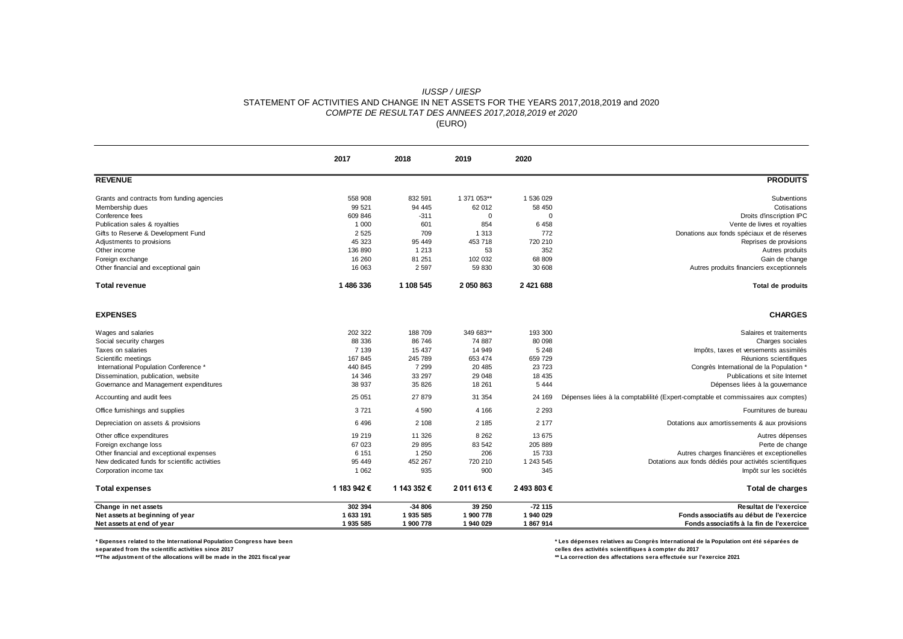*IUSSP / UIESP*

STATEMENT OF ACTIVITIES AND CHANGE IN NET ASSETS FOR THE YEARS 2017,2018,2019 and 2020

*COMPTE DE RESULTAT DES ANNEES 2017,2018,2019 et 2020*

(EURO)

| | 2017 | 2018 | 2019 | 2020 | |
|---|---|---|---|---|---|
| **REVENUE** | | | | | **PRODUITS** |
| Grants and contracts from funding agencies | 558 908 | 832 591 | 1 371 053** | 1 536 029 | Subventions |
| Membership dues | 99 521 | 94 445 | 62 012 | 58 450 | Cotisations |
| Conference fees | 609 846 | -311 | 0 | 0 | Droits d'inscription IPC |
| Publication sales & royalties | 1 000 | 601 | 854 | 6 458 | Vente de livres et royalties |
| Gifts to Reserve & Development Fund | 2 525 | 709 | 1 313 | 772 | Donations aux fonds spéciaux et de réserves |
| Adjustments to provisions | 45 323 | 95 449 | 453 718 | 720 210 | Reprises de provisions |
| Other income | 136 890 | 1 213 | 53 | 352 | Autres produits |
| Foreign exchange | 16 260 | 81 251 | 102 032 | 68 809 | Gain de change |
| Other financial and exceptional gain | 16 063 | 2 597 | 59 830 | 30 608 | Autres produits financiers exceptionnels |
| **Total revenue** | **1 486 336** | **1 108 545** | **2 050 863** | **2 421 688** | **Total de produits** |
| **EXPENSES** | | | | | **CHARGES** |
| Wages and salaries | 202 322 | 188 709 | 349 683** | 193 300 | Salaires et traitements |
| Social security charges | 88 336 | 86 746 | 74 887 | 80 098 | Charges sociales |
| Taxes on salaries | 7 139 | 15 437 | 14 949 | 5 248 | Impôts, taxes et versements assimilés |
| Scientific meetings | 167 845 | 245 789 | 653 474 | 659 729 | Réunions scientifiques |
| International Population Conference * | 440 845 | 7 299 | 20 485 | 23 723 | Congrès International de la Population * |
| Dissemination, publication, website | 14 346 | 33 297 | 29 048 | 18 435 | Publications et site Internet |
| Governance and Management expenditures | 38 937 | 35 826 | 18 261 | 5 444 | Dépenses liées à la gouvernance |
| Accounting and audit fees | 25 051 | 27 879 | 31 354 | 24 169 | Dépenses liées à la comptablilité (Expert-comptable et commissaires aux comptes) |
| Office furnishings and supplies | 3 721 | 4 590 | 4 166 | 2 293 | Fournitures de bureau |
| Depreciation on assets & provisions | 6 496 | 2 108 | 2 185 | 2 177 | Dotations aux amortissements & aux provisions |
| Other office expenditures | 19 219 | 11 326 | 8 262 | 13 675 | Autres dépenses |
| Foreign exchange loss | 67 023 | 29 895 | 83 542 | 205 889 | Perte de change |
| Other financial and exceptional expenses | 6 151 | 1 250 | 206 | 15 733 | Autres charges financières et exceptionelles |
| New dedicated funds for scientific activities | 95 449 | 452 267 | 720 210 | 1 243 545 | Dotations aux fonds dédiés pour activités scientifiques |
| Corporation income tax | 1 062 | 935 | 900 | 345 | Impôt sur les sociétés |
| **Total expenses** | **1 183 942 €** | **1 143 352 €** | **2 011 613 €** | **2 493 803 €** | **Total de charges** |
| **Change in net assets** | **302 394** | **-34 806** | **39 250** | **-72 115** | **Resultat de l'exercice** |
| **Net assets at beginning of year** | **1 633 191** | **1 935 585** | **1 900 778** | **1 940 029** | **Fonds associatifs au début de l'exercice** |
| **Net assets at end of year** | **1 935 585** | **1 900 778** | **1 940 029** | **1 867 914** | **Fonds associatifs à la fin de l'exercice** |

**\* Expenses related to the International Population Congress have been separated from the scientific activities since 2017**

**\*\*The adjustment of the allocations will be made in the 2021 fiscal year**

**\* Les dépenses relatives au Congrès International de la Population ont été séparées de celles des activités scientifiques à compter du 2017**

**\*\* La correction des affectations sera effectuée sur l'exercice 2021**